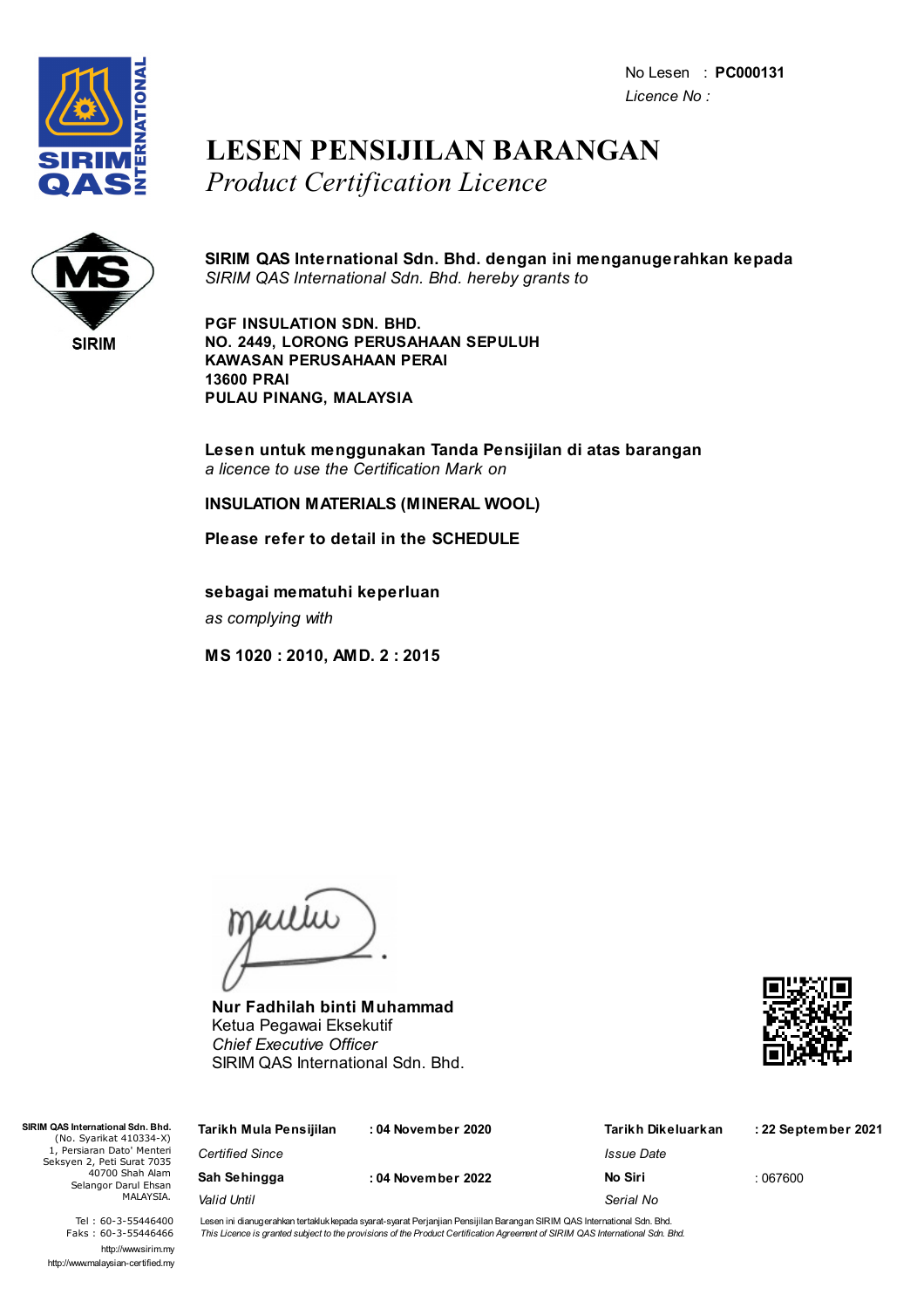No Lesen : **PC000131**
*Licence No :*

# LESEN PENSIJILAN BARANGAN
*Product Certification Licence*

**SIRIM QAS International Sdn. Bhd. dengan ini menganugerahkan kepada**
*SIRIM QAS International Sdn. Bhd. hereby grants to*

**PGF INSULATION SDN. BHD.**
**NO. 2449, LORONG PERUSAHAAN SEPULUH**
**KAWASAN PERUSAHAAN PERAI**
**13600 PRAI**
**PULAU PINANG, MALAYSIA**

**Lesen untuk menggunakan Tanda Pensijilan di atas barangan**
*a licence to use the Certification Mark on*

**INSULATION MATERIALS (MINERAL WOOL)**

**Please refer to detail in the SCHEDULE**

**sebagai mematuhi keperluan**
*as complying with*

**MS 1020 : 2010, AMD. 2 : 2015**

**Nur Fadhilah binti Muhammad**
Ketua Pegawai Eksekutif
*Chief Executive Officer*
SIRIM QAS International Sdn. Bhd.

**SIRIM QAS International Sdn. Bhd.**
(No. Syarikat 410334-X)
1, Persiaran Dato' Menteri
Seksyen 2, Peti Surat 7035
40700 Shah Alam
Selangor Darul Ehsan
MALAYSIA.

Tel : 60-3-55446400
Faks : 60-3-55446466
http://www.sirim.my
http://www.malaysian-certified.my

| | | | |
|---|---|---|---|
| **Tarikh Mula Pensijilan** *Certified Since* | : **04 November 2020** | **Tarikh Dikeluarkan** *Issue Date* | : **22 September 2021** |
| **Sah Sehingga** *Valid Until* | : **04 November 2022** | **No Siri** *Serial No* | : 067600 |

Lesen ini dianugerahkan tertakluk kepada syarat-syarat Perjanjian Pensijilan Barangan SIRIM QAS International Sdn. Bhd.
*This Licence is granted subject to the provisions of the Product Certification Agreement of SIRIM QAS International Sdn. Bhd.*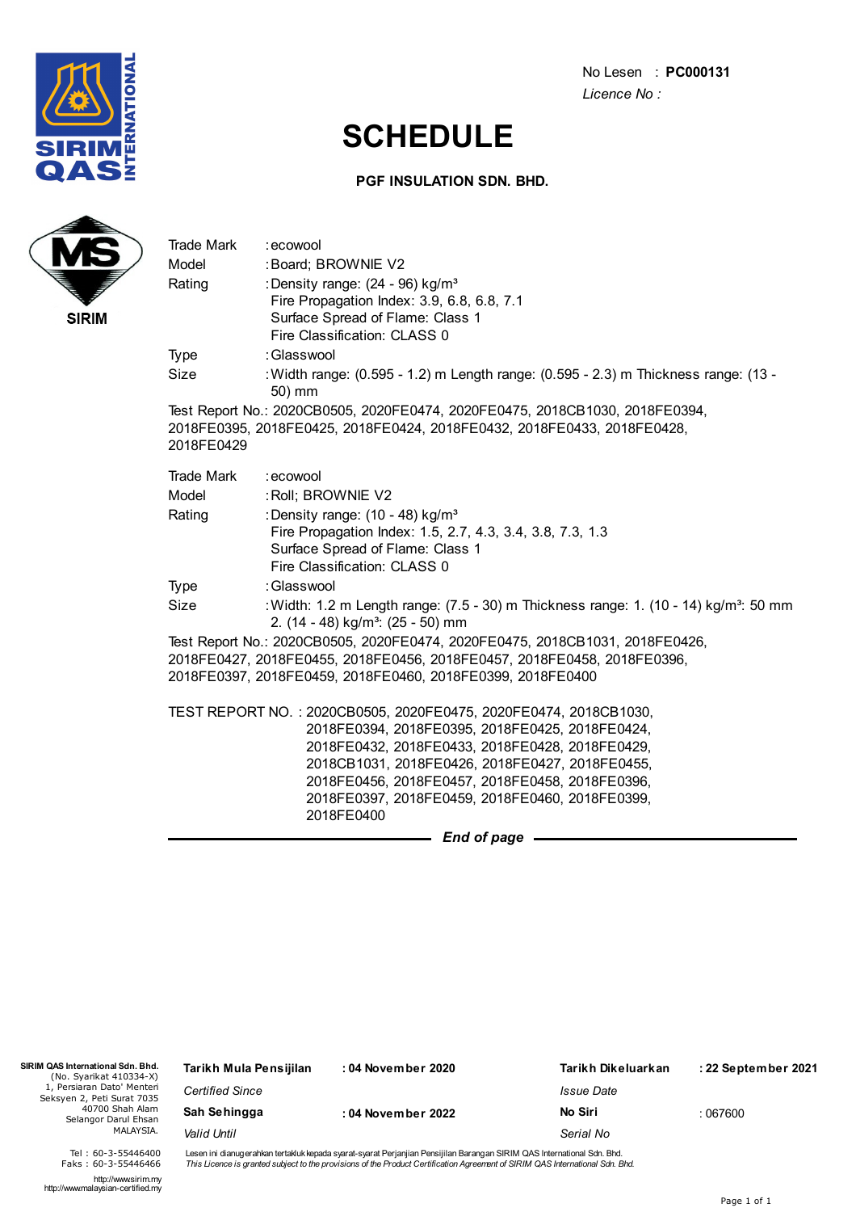No Lesen : **PC000131**
*Licence No :*

# SCHEDULE

**PGF INSULATION SDN. BHD.**

SIRIM QAS INTERNATIONAL

MS SIRIM

| | |
|---|---|
| Trade Mark | : ecowool |
| Model | : Board; BROWNIE V2 |
| Rating | : Density range: (24 - 96) kg/m³<br>Fire Propagation Index: 3.9, 6.8, 6.8, 7.1<br>Surface Spread of Flame: Class 1<br>Fire Classification: CLASS 0 |
| Type | : Glasswool |
| Size | : Width range: (0.595 - 1.2) m Length range: (0.595 - 2.3) m Thickness range: (13 - 50) mm |

Test Report No.: 2020CB0505, 2020FE0474, 2020FE0475, 2018CB1030, 2018FE0394, 2018FE0395, 2018FE0425, 2018FE0424, 2018FE0432, 2018FE0433, 2018FE0428, 2018FE0429

| | |
|---|---|
| Trade Mark | : ecowool |
| Model | : Roll; BROWNIE V2 |
| Rating | : Density range: (10 - 48) kg/m³<br>Fire Propagation Index: 1.5, 2.7, 4.3, 3.4, 3.8, 7.3, 1.3<br>Surface Spread of Flame: Class 1<br>Fire Classification: CLASS 0 |
| Type | : Glasswool |
| Size | : Width: 1.2 m Length range: (7.5 - 30) m Thickness range: 1. (10 - 14) kg/m³: 50 mm<br>2. (14 - 48) kg/m³: (25 - 50) mm |

Test Report No.: 2020CB0505, 2020FE0474, 2020FE0475, 2018CB1031, 2018FE0426, 2018FE0427, 2018FE0455, 2018FE0456, 2018FE0457, 2018FE0458, 2018FE0396, 2018FE0397, 2018FE0459, 2018FE0460, 2018FE0399, 2018FE0400

TEST REPORT NO. : 2020CB0505, 2020FE0475, 2020FE0474, 2018CB1030, 2018FE0394, 2018FE0395, 2018FE0425, 2018FE0424, 2018FE0432, 2018FE0433, 2018FE0428, 2018FE0429, 2018CB1031, 2018FE0426, 2018FE0427, 2018FE0455, 2018FE0456, 2018FE0457, 2018FE0458, 2018FE0396, 2018FE0397, 2018FE0459, 2018FE0460, 2018FE0399, 2018FE0400

***End of page***

**SIRIM QAS International Sdn. Bhd.**
(No. Syarikat 410334-X)
1, Persiaran Dato' Menteri
Seksyen 2, Peti Surat 7035
40700 Shah Alam
Selangor Darul Ehsan
MALAYSIA.

Tel : 60-3-55446400
Faks : 60-3-55446466

http://www.sirim.my
http://www.malaysian-certified.my

| | | | |
|---|---|---|---|
| **Tarikh Mula Pensijilan**<br>*Certified Since* | **: 04 November 2020** | **Tarikh Dikeluarkan**<br>*Issue Date* | **: 22 September 2021** |
| **Sah Sehingga**<br>*Valid Until* | **: 04 November 2022** | **No Siri**<br>*Serial No* | : 067600 |

Lesen ini dianugerahkan tertakluk kepada syarat-syarat Perjanjian Pensijilan Barangan SIRIM QAS International Sdn. Bhd.
*This Licence is granted subject to the provisions of the Product Certification Agreement of SIRIM QAS International Sdn. Bhd.*